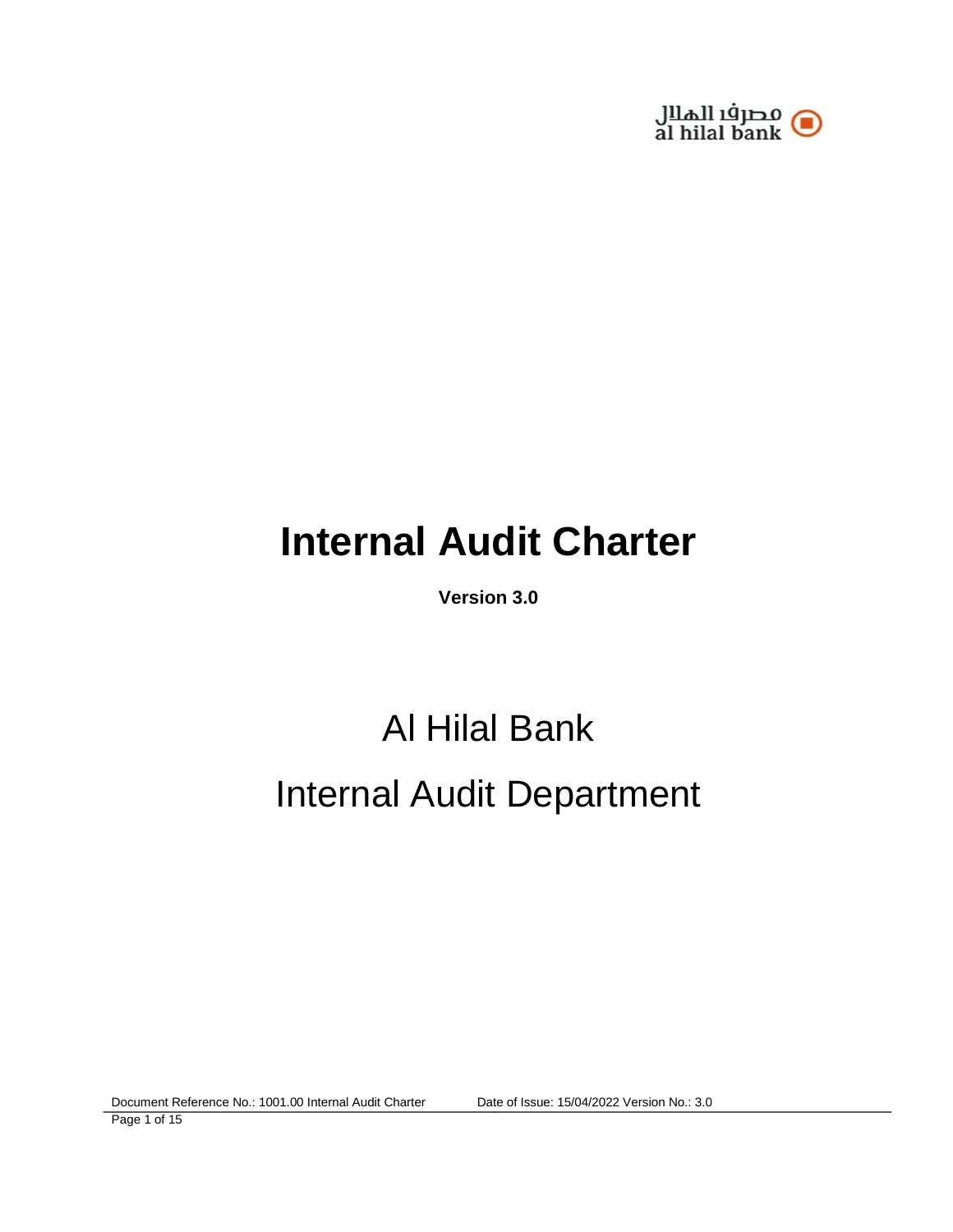مصرف الهلال
al hilal bank

# Internal Audit Charter

**Version 3.0**

## Al Hilal Bank

## Internal Audit Department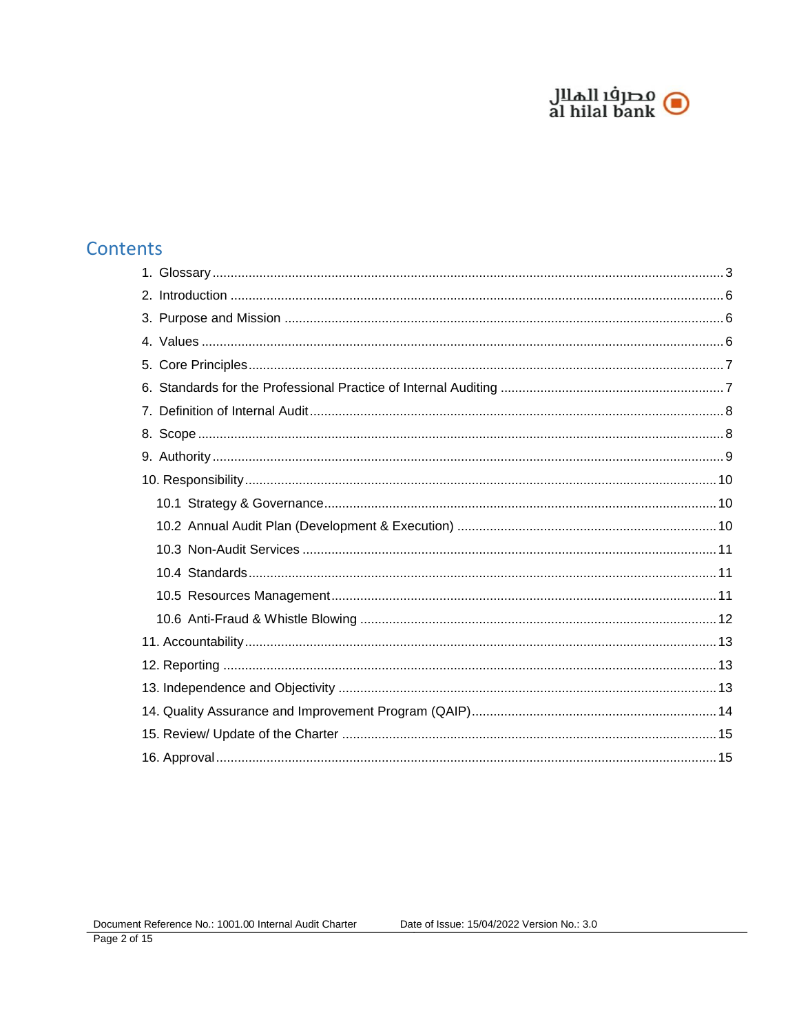## Contents

1. Glossary ..... 3
2. Introduction ..... 6
3. Purpose and Mission ..... 6
4. Values ..... 6
5. Core Principles ..... 7
6. Standards for the Professional Practice of Internal Auditing ..... 7
7. Definition of Internal Audit ..... 8
8. Scope ..... 8
9. Authority ..... 9
10. Responsibility ..... 10
    - 10.1 Strategy & Governance ..... 10
    - 10.2 Annual Audit Plan (Development & Execution) ..... 10
    - 10.3 Non-Audit Services ..... 11
    - 10.4 Standards ..... 11
    - 10.5 Resources Management ..... 11
    - 10.6 Anti-Fraud & Whistle Blowing ..... 12
11. Accountability ..... 13
12. Reporting ..... 13
13. Independence and Objectivity ..... 13
14. Quality Assurance and Improvement Program (QAIP) ..... 14
15. Review/ Update of the Charter ..... 15
16. Approval ..... 15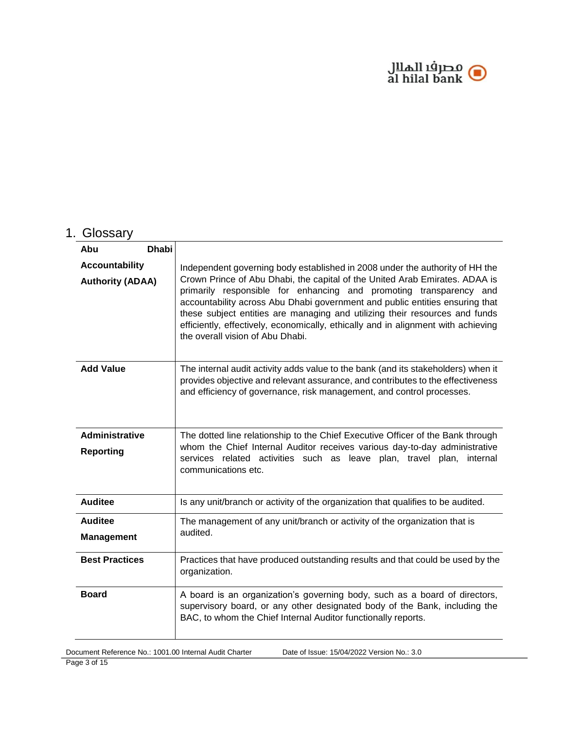# 1. Glossary

| Term | Definition |
|---|---|
| **Abu Dhabi Accountability Authority (ADAA)** | Independent governing body established in 2008 under the authority of HH the Crown Prince of Abu Dhabi, the capital of the United Arab Emirates. ADAA is primarily responsible for enhancing and promoting transparency and accountability across Abu Dhabi government and public entities ensuring that these subject entities are managing and utilizing their resources and funds efficiently, effectively, economically, ethically and in alignment with achieving the overall vision of Abu Dhabi. |
| **Add Value** | The internal audit activity adds value to the bank (and its stakeholders) when it provides objective and relevant assurance, and contributes to the effectiveness and efficiency of governance, risk management, and control processes. |
| **Administrative Reporting** | The dotted line relationship to the Chief Executive Officer of the Bank through whom the Chief Internal Auditor receives various day-to-day administrative services related activities such as leave plan, travel plan, internal communications etc. |
| **Auditee** | Is any unit/branch or activity of the organization that qualifies to be audited. |
| **Auditee Management** | The management of any unit/branch or activity of the organization that is audited. |
| **Best Practices** | Practices that have produced outstanding results and that could be used by the organization. |
| **Board** | A board is an organization's governing body, such as a board of directors, supervisory board, or any other designated body of the Bank, including the BAC, to whom the Chief Internal Auditor functionally reports. |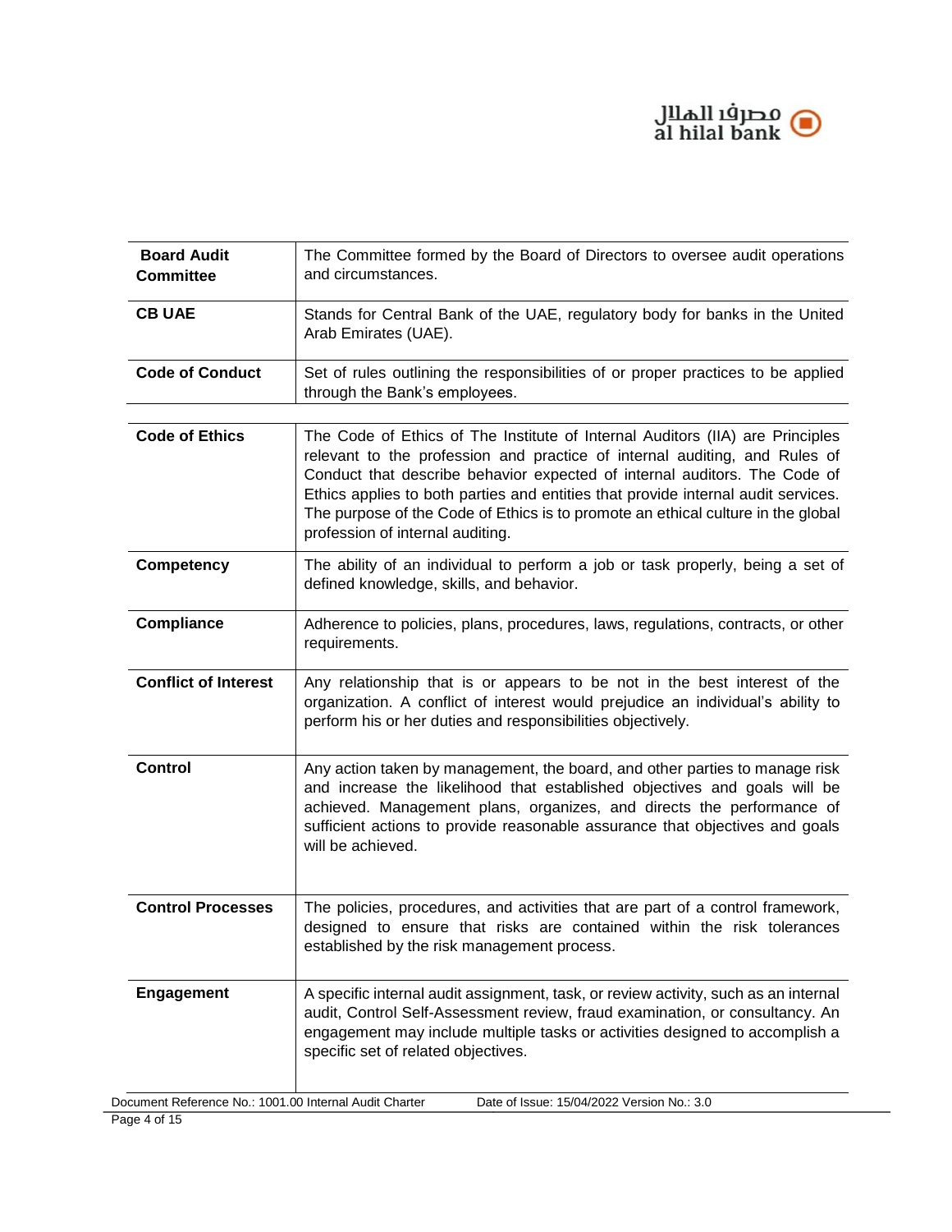| Term | Definition |
|---|---|
| **Board Audit Committee** | The Committee formed by the Board of Directors to oversee audit operations and circumstances. |
| **CB UAE** | Stands for Central Bank of the UAE, regulatory body for banks in the United Arab Emirates (UAE). |
| **Code of Conduct** | Set of rules outlining the responsibilities of or proper practices to be applied through the Bank's employees. |
| **Code of Ethics** | The Code of Ethics of The Institute of Internal Auditors (IIA) are Principles relevant to the profession and practice of internal auditing, and Rules of Conduct that describe behavior expected of internal auditors. The Code of Ethics applies to both parties and entities that provide internal audit services. The purpose of the Code of Ethics is to promote an ethical culture in the global profession of internal auditing. |
| **Competency** | The ability of an individual to perform a job or task properly, being a set of defined knowledge, skills, and behavior. |
| **Compliance** | Adherence to policies, plans, procedures, laws, regulations, contracts, or other requirements. |
| **Conflict of Interest** | Any relationship that is or appears to be not in the best interest of the organization. A conflict of interest would prejudice an individual's ability to perform his or her duties and responsibilities objectively. |
| **Control** | Any action taken by management, the board, and other parties to manage risk and increase the likelihood that established objectives and goals will be achieved. Management plans, organizes, and directs the performance of sufficient actions to provide reasonable assurance that objectives and goals will be achieved. |
| **Control Processes** | The policies, procedures, and activities that are part of a control framework, designed to ensure that risks are contained within the risk tolerances established by the risk management process. |
| **Engagement** | A specific internal audit assignment, task, or review activity, such as an internal audit, Control Self-Assessment review, fraud examination, or consultancy. An engagement may include multiple tasks or activities designed to accomplish a specific set of related objectives. |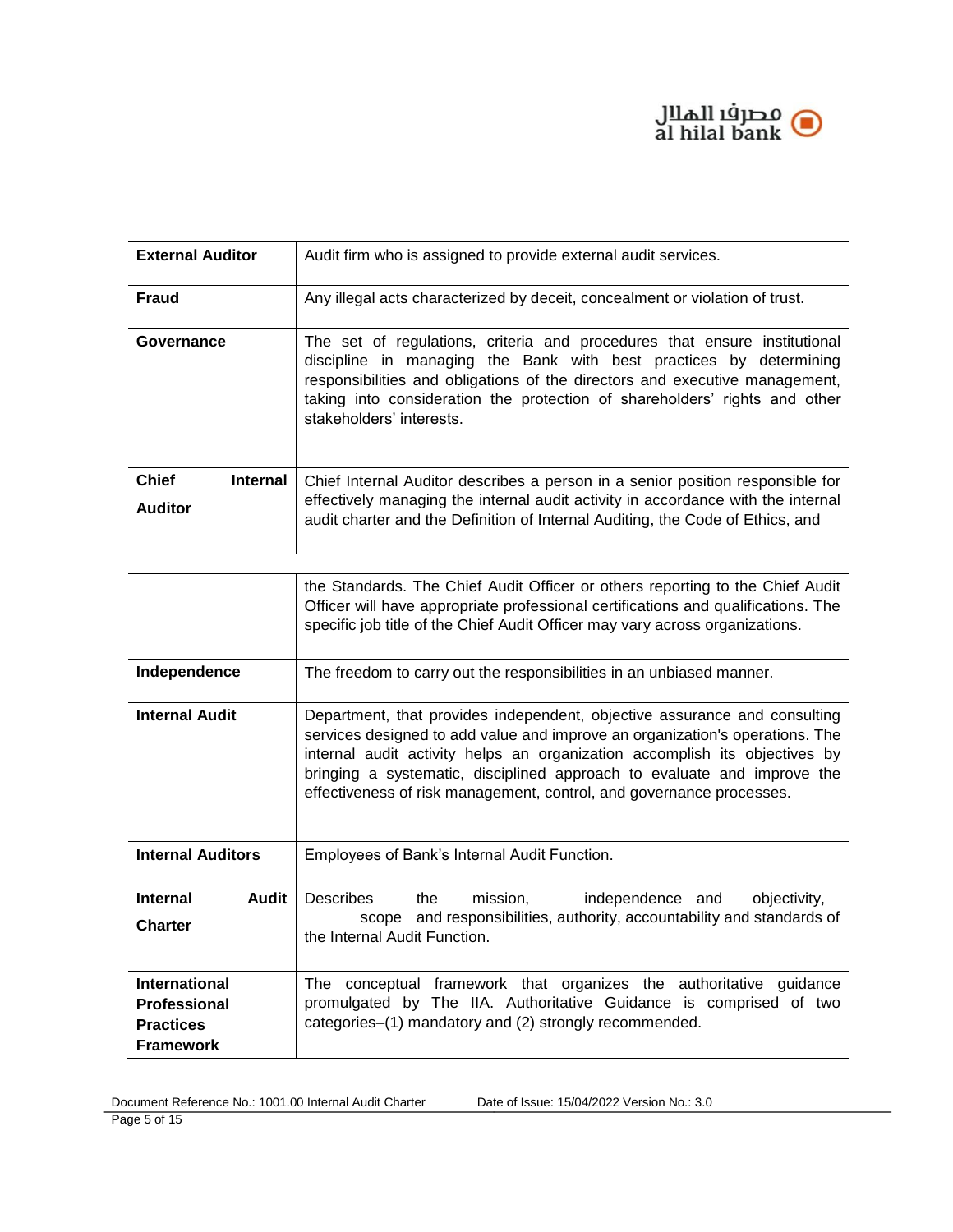| | |
|---|---|
| **External Auditor** | Audit firm who is assigned to provide external audit services. |
| **Fraud** | Any illegal acts characterized by deceit, concealment or violation of trust. |
| **Governance** | The set of regulations, criteria and procedures that ensure institutional discipline in managing the Bank with best practices by determining responsibilities and obligations of the directors and executive management, taking into consideration the protection of shareholders' rights and other stakeholders' interests. |
| **Chief Internal Auditor** | Chief Internal Auditor describes a person in a senior position responsible for effectively managing the internal audit activity in accordance with the internal audit charter and the Definition of Internal Auditing, the Code of Ethics, and the Standards. The Chief Audit Officer or others reporting to the Chief Audit Officer will have appropriate professional certifications and qualifications. The specific job title of the Chief Audit Officer may vary across organizations. |
| **Independence** | The freedom to carry out the responsibilities in an unbiased manner. |
| **Internal Audit** | Department, that provides independent, objective assurance and consulting services designed to add value and improve an organization's operations. The internal audit activity helps an organization accomplish its objectives by bringing a systematic, disciplined approach to evaluate and improve the effectiveness of risk management, control, and governance processes. |
| **Internal Auditors** | Employees of Bank's Internal Audit Function. |
| **Internal Audit Charter** | Describes the mission, independence and objectivity, scope and responsibilities, authority, accountability and standards of the Internal Audit Function. |
| **International Professional Practices Framework** | The conceptual framework that organizes the authoritative guidance promulgated by The IIA. Authoritative Guidance is comprised of two categories–(1) mandatory and (2) strongly recommended. |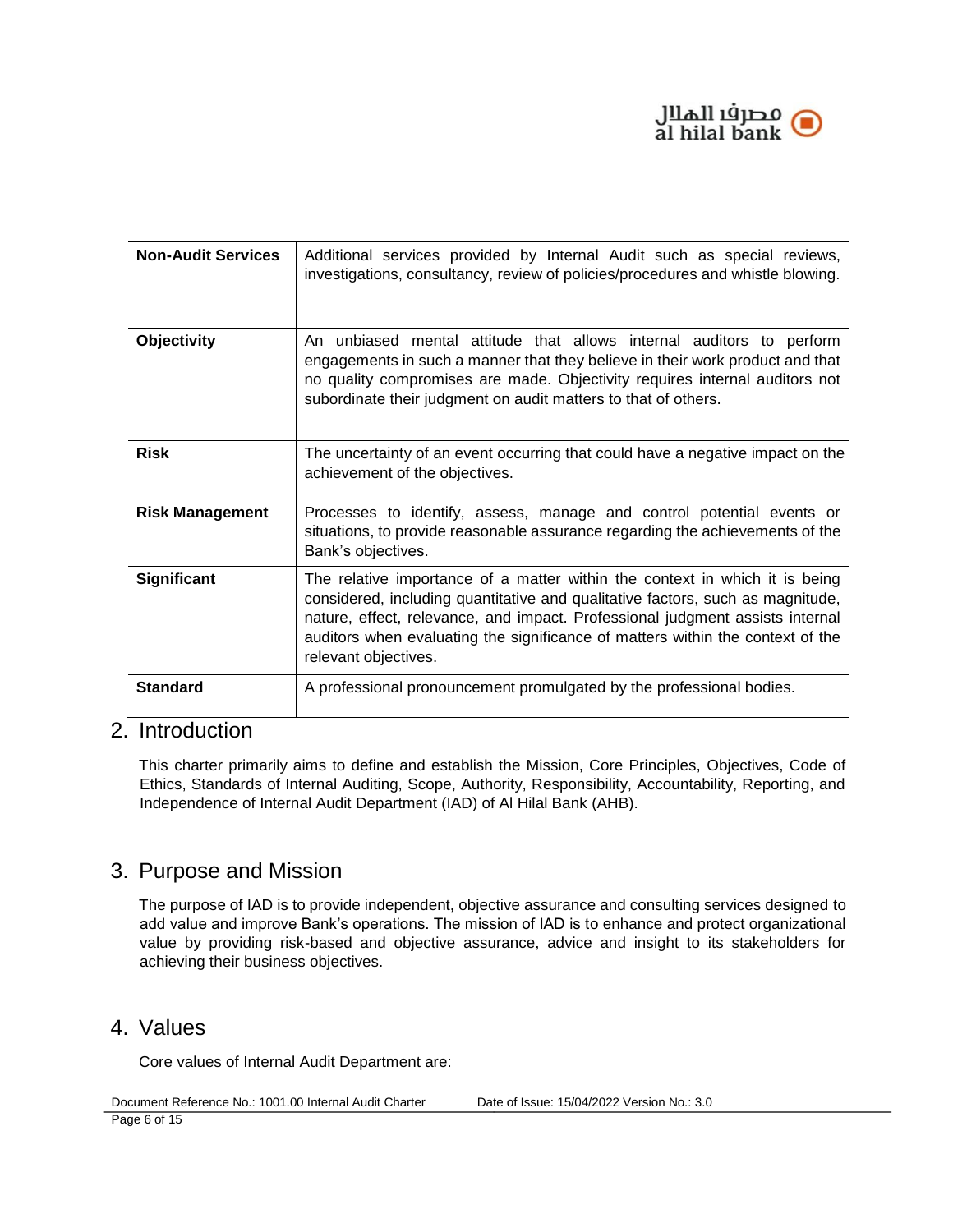| Term | Definition |
|---|---|
| **Non-Audit Services** | Additional services provided by Internal Audit such as special reviews, investigations, consultancy, review of policies/procedures and whistle blowing. |
| **Objectivity** | An unbiased mental attitude that allows internal auditors to perform engagements in such a manner that they believe in their work product and that no quality compromises are made. Objectivity requires internal auditors not subordinate their judgment on audit matters to that of others. |
| **Risk** | The uncertainty of an event occurring that could have a negative impact on the achievement of the objectives. |
| **Risk Management** | Processes to identify, assess, manage and control potential events or situations, to provide reasonable assurance regarding the achievements of the Bank's objectives. |
| **Significant** | The relative importance of a matter within the context in which it is being considered, including quantitative and qualitative factors, such as magnitude, nature, effect, relevance, and impact. Professional judgment assists internal auditors when evaluating the significance of matters within the context of the relevant objectives. |
| **Standard** | A professional pronouncement promulgated by the professional bodies. |

## 2. Introduction

This charter primarily aims to define and establish the Mission, Core Principles, Objectives, Code of Ethics, Standards of Internal Auditing, Scope, Authority, Responsibility, Accountability, Reporting, and Independence of Internal Audit Department (IAD) of Al Hilal Bank (AHB).

## 3. Purpose and Mission

The purpose of IAD is to provide independent, objective assurance and consulting services designed to add value and improve Bank's operations. The mission of IAD is to enhance and protect organizational value by providing risk-based and objective assurance, advice and insight to its stakeholders for achieving their business objectives.

## 4. Values

Core values of Internal Audit Department are: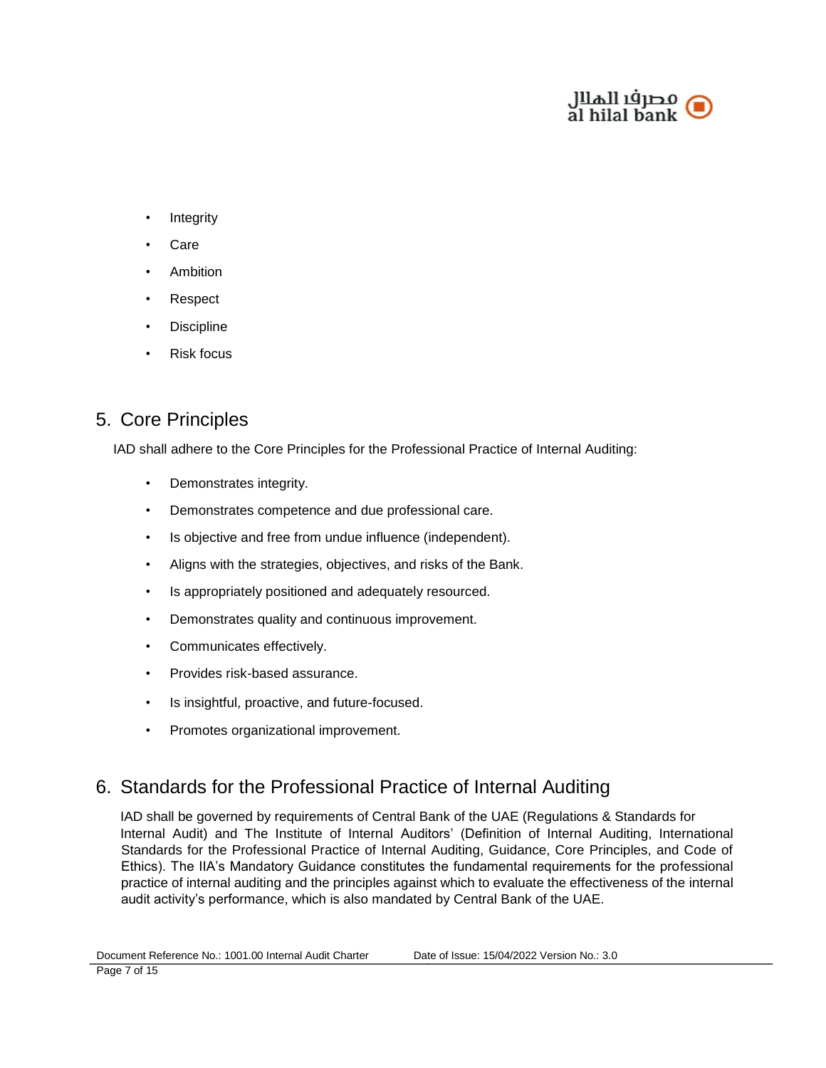- Integrity
- Care
- Ambition
- Respect
- Discipline
- Risk focus

## 5. Core Principles

IAD shall adhere to the Core Principles for the Professional Practice of Internal Auditing:

- Demonstrates integrity.
- Demonstrates competence and due professional care.
- Is objective and free from undue influence (independent).
- Aligns with the strategies, objectives, and risks of the Bank.
- Is appropriately positioned and adequately resourced.
- Demonstrates quality and continuous improvement.
- Communicates effectively.
- Provides risk-based assurance.
- Is insightful, proactive, and future-focused.
- Promotes organizational improvement.

## 6. Standards for the Professional Practice of Internal Auditing

IAD shall be governed by requirements of Central Bank of the UAE (Regulations & Standards for Internal Audit) and The Institute of Internal Auditors' (Definition of Internal Auditing, International Standards for the Professional Practice of Internal Auditing, Guidance, Core Principles, and Code of Ethics). The IIA's Mandatory Guidance constitutes the fundamental requirements for the professional practice of internal auditing and the principles against which to evaluate the effectiveness of the internal audit activity's performance, which is also mandated by Central Bank of the UAE.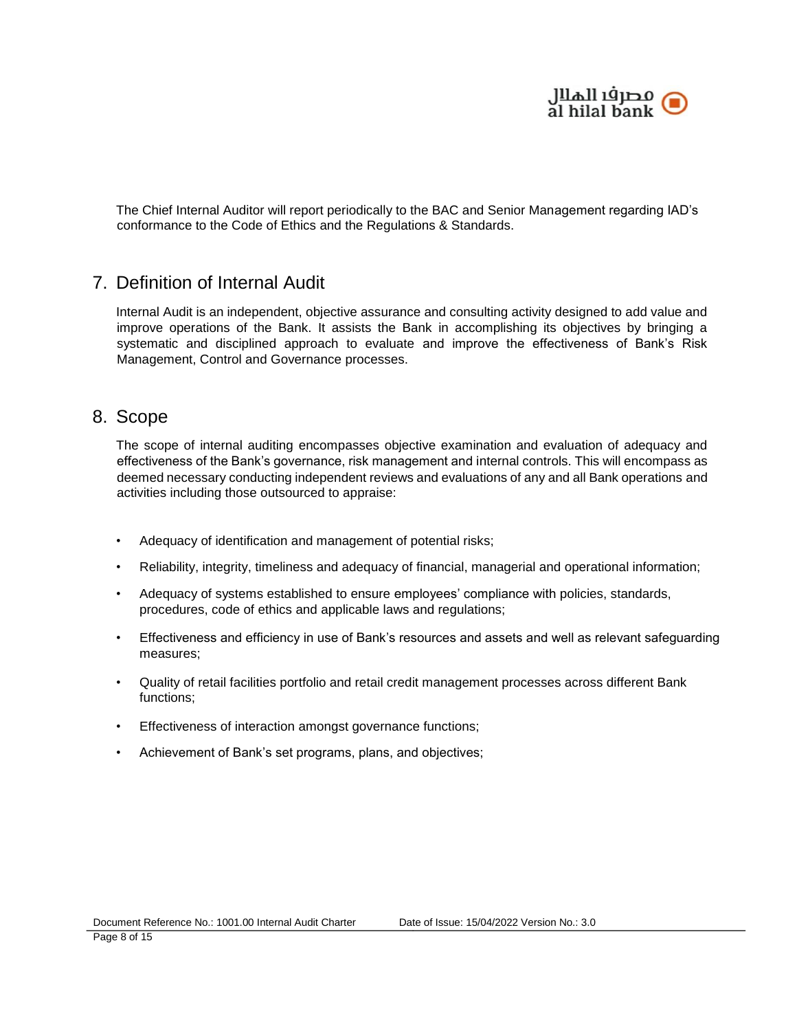The Chief Internal Auditor will report periodically to the BAC and Senior Management regarding IAD's conformance to the Code of Ethics and the Regulations & Standards.

## 7. Definition of Internal Audit

Internal Audit is an independent, objective assurance and consulting activity designed to add value and improve operations of the Bank. It assists the Bank in accomplishing its objectives by bringing a systematic and disciplined approach to evaluate and improve the effectiveness of Bank's Risk Management, Control and Governance processes.

## 8. Scope

The scope of internal auditing encompasses objective examination and evaluation of adequacy and effectiveness of the Bank's governance, risk management and internal controls. This will encompass as deemed necessary conducting independent reviews and evaluations of any and all Bank operations and activities including those outsourced to appraise:

- Adequacy of identification and management of potential risks;
- Reliability, integrity, timeliness and adequacy of financial, managerial and operational information;
- Adequacy of systems established to ensure employees' compliance with policies, standards, procedures, code of ethics and applicable laws and regulations;
- Effectiveness and efficiency in use of Bank's resources and assets and well as relevant safeguarding measures;
- Quality of retail facilities portfolio and retail credit management processes across different Bank functions;
- Effectiveness of interaction amongst governance functions;
- Achievement of Bank's set programs, plans, and objectives;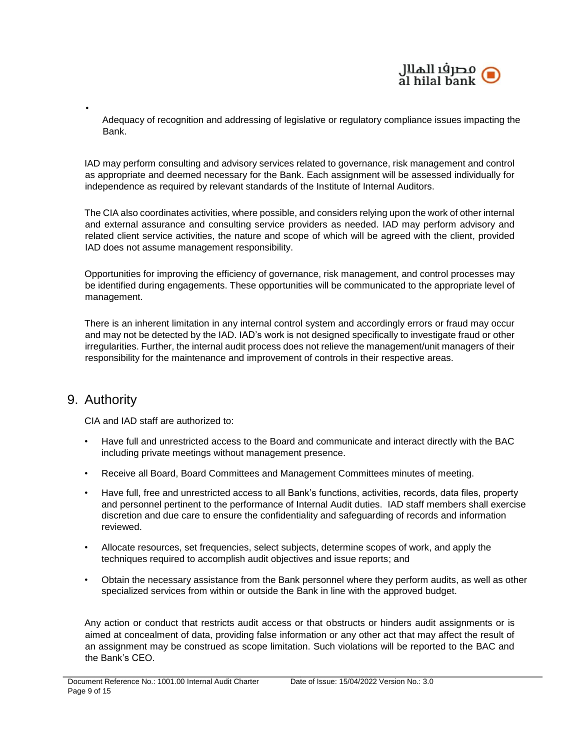- Adequacy of recognition and addressing of legislative or regulatory compliance issues impacting the Bank.

IAD may perform consulting and advisory services related to governance, risk management and control as appropriate and deemed necessary for the Bank. Each assignment will be assessed individually for independence as required by relevant standards of the Institute of Internal Auditors.

The CIA also coordinates activities, where possible, and considers relying upon the work of other internal and external assurance and consulting service providers as needed. IAD may perform advisory and related client service activities, the nature and scope of which will be agreed with the client, provided IAD does not assume management responsibility.

Opportunities for improving the efficiency of governance, risk management, and control processes may be identified during engagements. These opportunities will be communicated to the appropriate level of management.

There is an inherent limitation in any internal control system and accordingly errors or fraud may occur and may not be detected by the IAD. IAD's work is not designed specifically to investigate fraud or other irregularities. Further, the internal audit process does not relieve the management/unit managers of their responsibility for the maintenance and improvement of controls in their respective areas.

## 9. Authority

CIA and IAD staff are authorized to:

- Have full and unrestricted access to the Board and communicate and interact directly with the BAC including private meetings without management presence.
- Receive all Board, Board Committees and Management Committees minutes of meeting.
- Have full, free and unrestricted access to all Bank's functions, activities, records, data files, property and personnel pertinent to the performance of Internal Audit duties. IAD staff members shall exercise discretion and due care to ensure the confidentiality and safeguarding of records and information reviewed.
- Allocate resources, set frequencies, select subjects, determine scopes of work, and apply the techniques required to accomplish audit objectives and issue reports; and
- Obtain the necessary assistance from the Bank personnel where they perform audits, as well as other specialized services from within or outside the Bank in line with the approved budget.

Any action or conduct that restricts audit access or that obstructs or hinders audit assignments or is aimed at concealment of data, providing false information or any other act that may affect the result of an assignment may be construed as scope limitation. Such violations will be reported to the BAC and the Bank's CEO.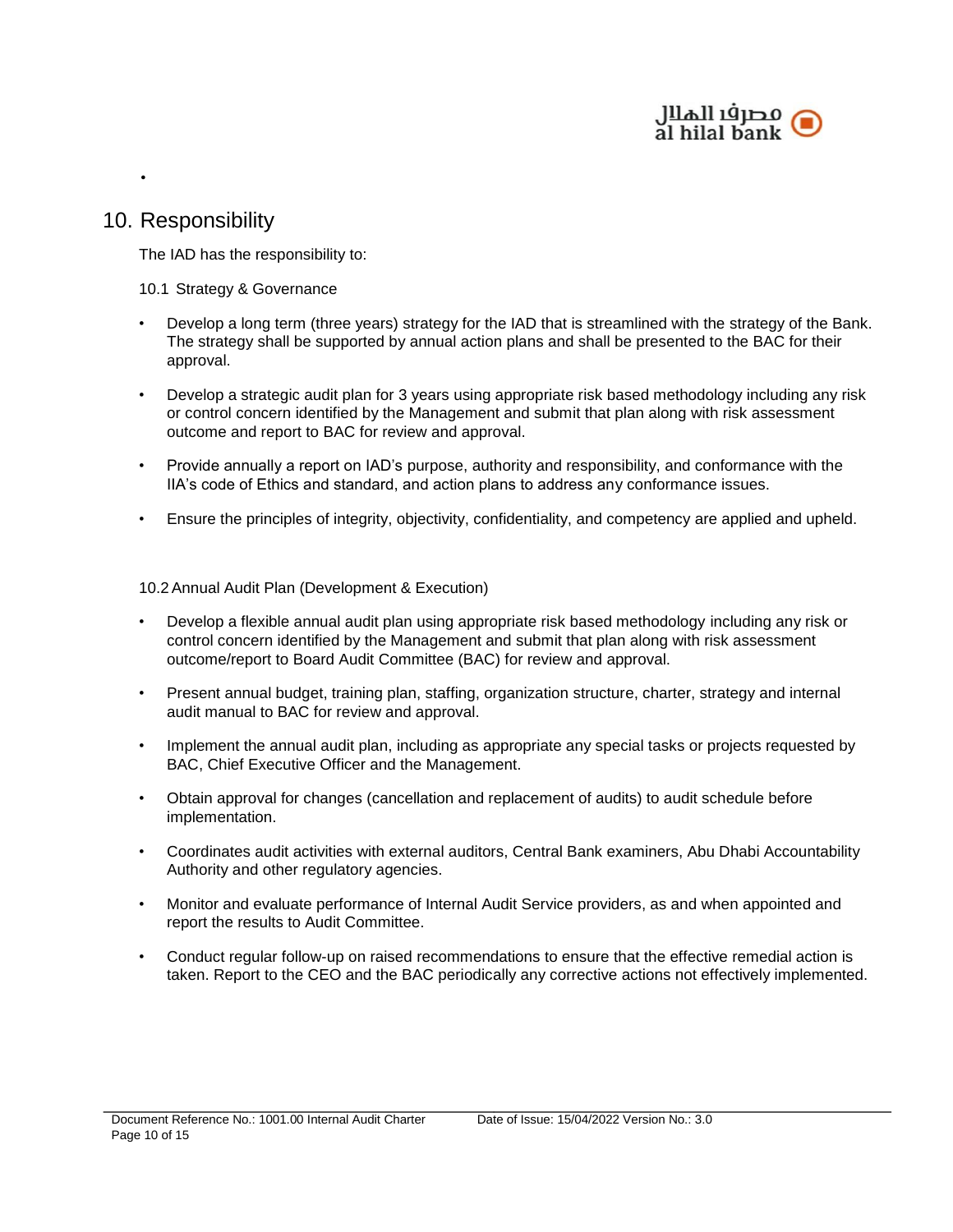## 10. Responsibility

The IAD has the responsibility to:

### 10.1 Strategy & Governance

- Develop a long term (three years) strategy for the IAD that is streamlined with the strategy of the Bank. The strategy shall be supported by annual action plans and shall be presented to the BAC for their approval.
- Develop a strategic audit plan for 3 years using appropriate risk based methodology including any risk or control concern identified by the Management and submit that plan along with risk assessment outcome and report to BAC for review and approval.
- Provide annually a report on IAD's purpose, authority and responsibility, and conformance with the IIA's code of Ethics and standard, and action plans to address any conformance issues.
- Ensure the principles of integrity, objectivity, confidentiality, and competency are applied and upheld.

### 10.2 Annual Audit Plan (Development & Execution)

- Develop a flexible annual audit plan using appropriate risk based methodology including any risk or control concern identified by the Management and submit that plan along with risk assessment outcome/report to Board Audit Committee (BAC) for review and approval.
- Present annual budget, training plan, staffing, organization structure, charter, strategy and internal audit manual to BAC for review and approval.
- Implement the annual audit plan, including as appropriate any special tasks or projects requested by BAC, Chief Executive Officer and the Management.
- Obtain approval for changes (cancellation and replacement of audits) to audit schedule before implementation.
- Coordinates audit activities with external auditors, Central Bank examiners, Abu Dhabi Accountability Authority and other regulatory agencies.
- Monitor and evaluate performance of Internal Audit Service providers, as and when appointed and report the results to Audit Committee.
- Conduct regular follow-up on raised recommendations to ensure that the effective remedial action is taken. Report to the CEO and the BAC periodically any corrective actions not effectively implemented.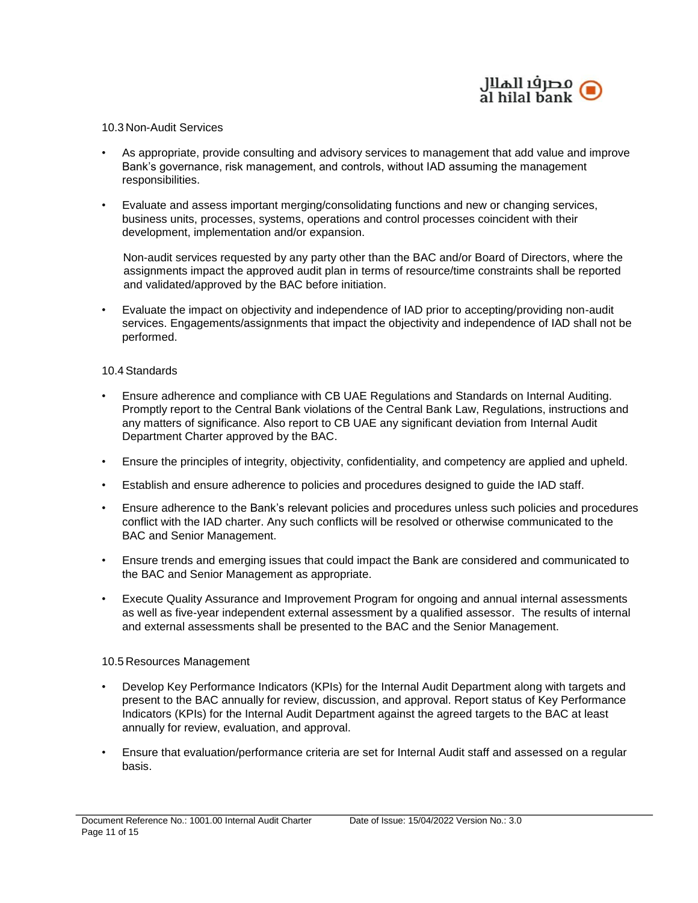### 10.3 Non-Audit Services

- As appropriate, provide consulting and advisory services to management that add value and improve Bank's governance, risk management, and controls, without IAD assuming the management responsibilities.
- Evaluate and assess important merging/consolidating functions and new or changing services, business units, processes, systems, operations and control processes coincident with their development, implementation and/or expansion.

  Non-audit services requested by any party other than the BAC and/or Board of Directors, where the assignments impact the approved audit plan in terms of resource/time constraints shall be reported and validated/approved by the BAC before initiation.

- Evaluate the impact on objectivity and independence of IAD prior to accepting/providing non-audit services. Engagements/assignments that impact the objectivity and independence of IAD shall not be performed.

### 10.4 Standards

- Ensure adherence and compliance with CB UAE Regulations and Standards on Internal Auditing. Promptly report to the Central Bank violations of the Central Bank Law, Regulations, instructions and any matters of significance. Also report to CB UAE any significant deviation from Internal Audit Department Charter approved by the BAC.
- Ensure the principles of integrity, objectivity, confidentiality, and competency are applied and upheld.
- Establish and ensure adherence to policies and procedures designed to guide the IAD staff.
- Ensure adherence to the Bank's relevant policies and procedures unless such policies and procedures conflict with the IAD charter. Any such conflicts will be resolved or otherwise communicated to the BAC and Senior Management.
- Ensure trends and emerging issues that could impact the Bank are considered and communicated to the BAC and Senior Management as appropriate.
- Execute Quality Assurance and Improvement Program for ongoing and annual internal assessments as well as five-year independent external assessment by a qualified assessor. The results of internal and external assessments shall be presented to the BAC and the Senior Management.

### 10.5 Resources Management

- Develop Key Performance Indicators (KPIs) for the Internal Audit Department along with targets and present to the BAC annually for review, discussion, and approval. Report status of Key Performance Indicators (KPIs) for the Internal Audit Department against the agreed targets to the BAC at least annually for review, evaluation, and approval.
- Ensure that evaluation/performance criteria are set for Internal Audit staff and assessed on a regular basis.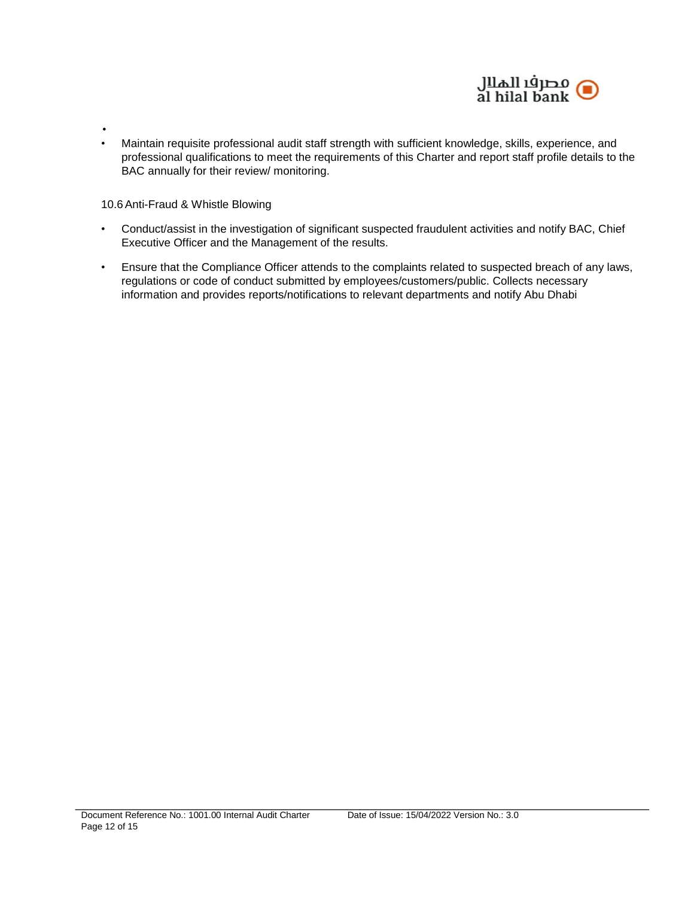- Maintain requisite professional audit staff strength with sufficient knowledge, skills, experience, and professional qualifications to meet the requirements of this Charter and report staff profile details to the BAC annually for their review/ monitoring.

10.6 Anti-Fraud & Whistle Blowing

- Conduct/assist in the investigation of significant suspected fraudulent activities and notify BAC, Chief Executive Officer and the Management of the results.
- Ensure that the Compliance Officer attends to the complaints related to suspected breach of any laws, regulations or code of conduct submitted by employees/customers/public. Collects necessary information and provides reports/notifications to relevant departments and notify Abu Dhabi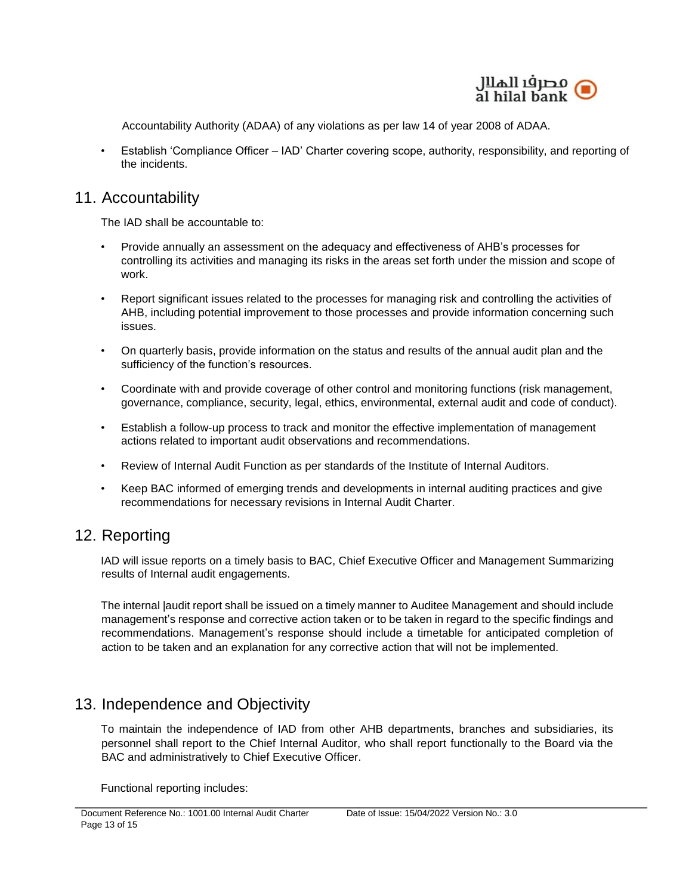Accountability Authority (ADAA) of any violations as per law 14 of year 2008 of ADAA.

- Establish 'Compliance Officer – IAD' Charter covering scope, authority, responsibility, and reporting of the incidents.

## 11. Accountability

The IAD shall be accountable to:

- Provide annually an assessment on the adequacy and effectiveness of AHB's processes for controlling its activities and managing its risks in the areas set forth under the mission and scope of work.
- Report significant issues related to the processes for managing risk and controlling the activities of AHB, including potential improvement to those processes and provide information concerning such issues.
- On quarterly basis, provide information on the status and results of the annual audit plan and the sufficiency of the function's resources.
- Coordinate with and provide coverage of other control and monitoring functions (risk management, governance, compliance, security, legal, ethics, environmental, external audit and code of conduct).
- Establish a follow-up process to track and monitor the effective implementation of management actions related to important audit observations and recommendations.
- Review of Internal Audit Function as per standards of the Institute of Internal Auditors.
- Keep BAC informed of emerging trends and developments in internal auditing practices and give recommendations for necessary revisions in Internal Audit Charter.

## 12. Reporting

IAD will issue reports on a timely basis to BAC, Chief Executive Officer and Management Summarizing results of Internal audit engagements.

The internal |audit report shall be issued on a timely manner to Auditee Management and should include management's response and corrective action taken or to be taken in regard to the specific findings and recommendations. Management's response should include a timetable for anticipated completion of action to be taken and an explanation for any corrective action that will not be implemented.

## 13. Independence and Objectivity

To maintain the independence of IAD from other AHB departments, branches and subsidiaries, its personnel shall report to the Chief Internal Auditor, who shall report functionally to the Board via the BAC and administratively to Chief Executive Officer.

Functional reporting includes: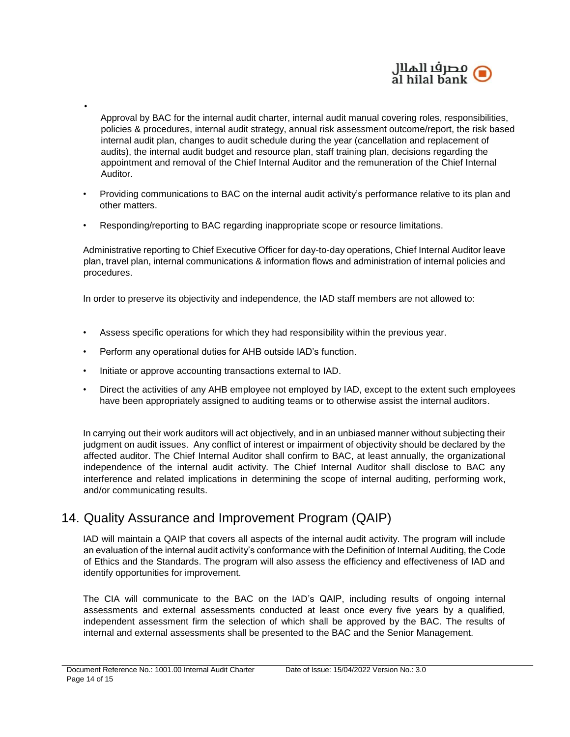- Approval by BAC for the internal audit charter, internal audit manual covering roles, responsibilities, policies & procedures, internal audit strategy, annual risk assessment outcome/report, the risk based internal audit plan, changes to audit schedule during the year (cancellation and replacement of audits), the internal audit budget and resource plan, staff training plan, decisions regarding the appointment and removal of the Chief Internal Auditor and the remuneration of the Chief Internal Auditor.
- Providing communications to BAC on the internal audit activity's performance relative to its plan and other matters.
- Responding/reporting to BAC regarding inappropriate scope or resource limitations.

Administrative reporting to Chief Executive Officer for day-to-day operations, Chief Internal Auditor leave plan, travel plan, internal communications & information flows and administration of internal policies and procedures.

In order to preserve its objectivity and independence, the IAD staff members are not allowed to:

- Assess specific operations for which they had responsibility within the previous year.
- Perform any operational duties for AHB outside IAD's function.
- Initiate or approve accounting transactions external to IAD.
- Direct the activities of any AHB employee not employed by IAD, except to the extent such employees have been appropriately assigned to auditing teams or to otherwise assist the internal auditors.

In carrying out their work auditors will act objectively, and in an unbiased manner without subjecting their judgment on audit issues. Any conflict of interest or impairment of objectivity should be declared by the affected auditor. The Chief Internal Auditor shall confirm to BAC, at least annually, the organizational independence of the internal audit activity. The Chief Internal Auditor shall disclose to BAC any interference and related implications in determining the scope of internal auditing, performing work, and/or communicating results.

## 14. Quality Assurance and Improvement Program (QAIP)

IAD will maintain a QAIP that covers all aspects of the internal audit activity. The program will include an evaluation of the internal audit activity's conformance with the Definition of Internal Auditing, the Code of Ethics and the Standards. The program will also assess the efficiency and effectiveness of IAD and identify opportunities for improvement.

The CIA will communicate to the BAC on the IAD's QAIP, including results of ongoing internal assessments and external assessments conducted at least once every five years by a qualified, independent assessment firm the selection of which shall be approved by the BAC. The results of internal and external assessments shall be presented to the BAC and the Senior Management.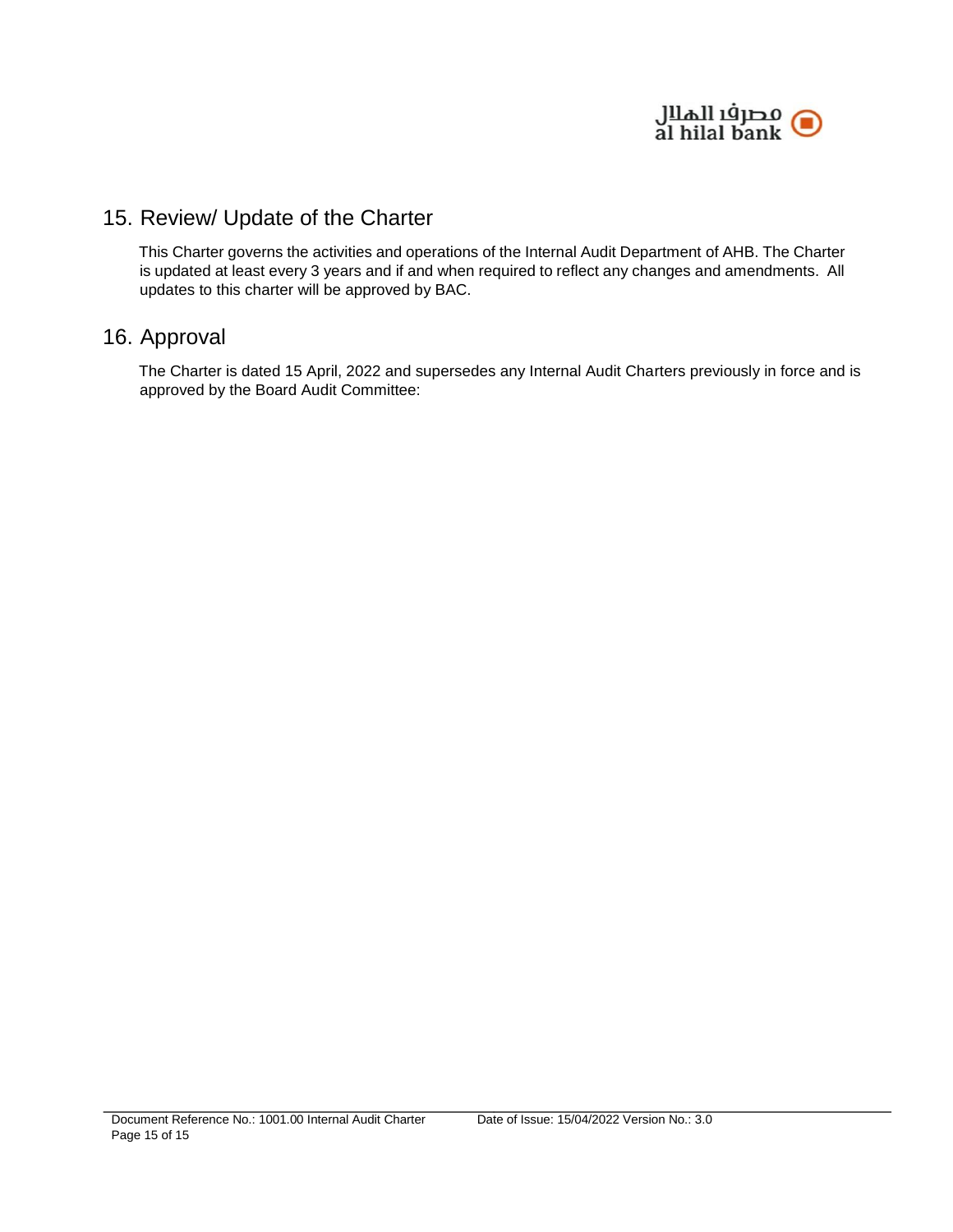## 15. Review/ Update of the Charter

This Charter governs the activities and operations of the Internal Audit Department of AHB. The Charter is updated at least every 3 years and if and when required to reflect any changes and amendments. All updates to this charter will be approved by BAC.

## 16. Approval

The Charter is dated 15 April, 2022 and supersedes any Internal Audit Charters previously in force and is approved by the Board Audit Committee: